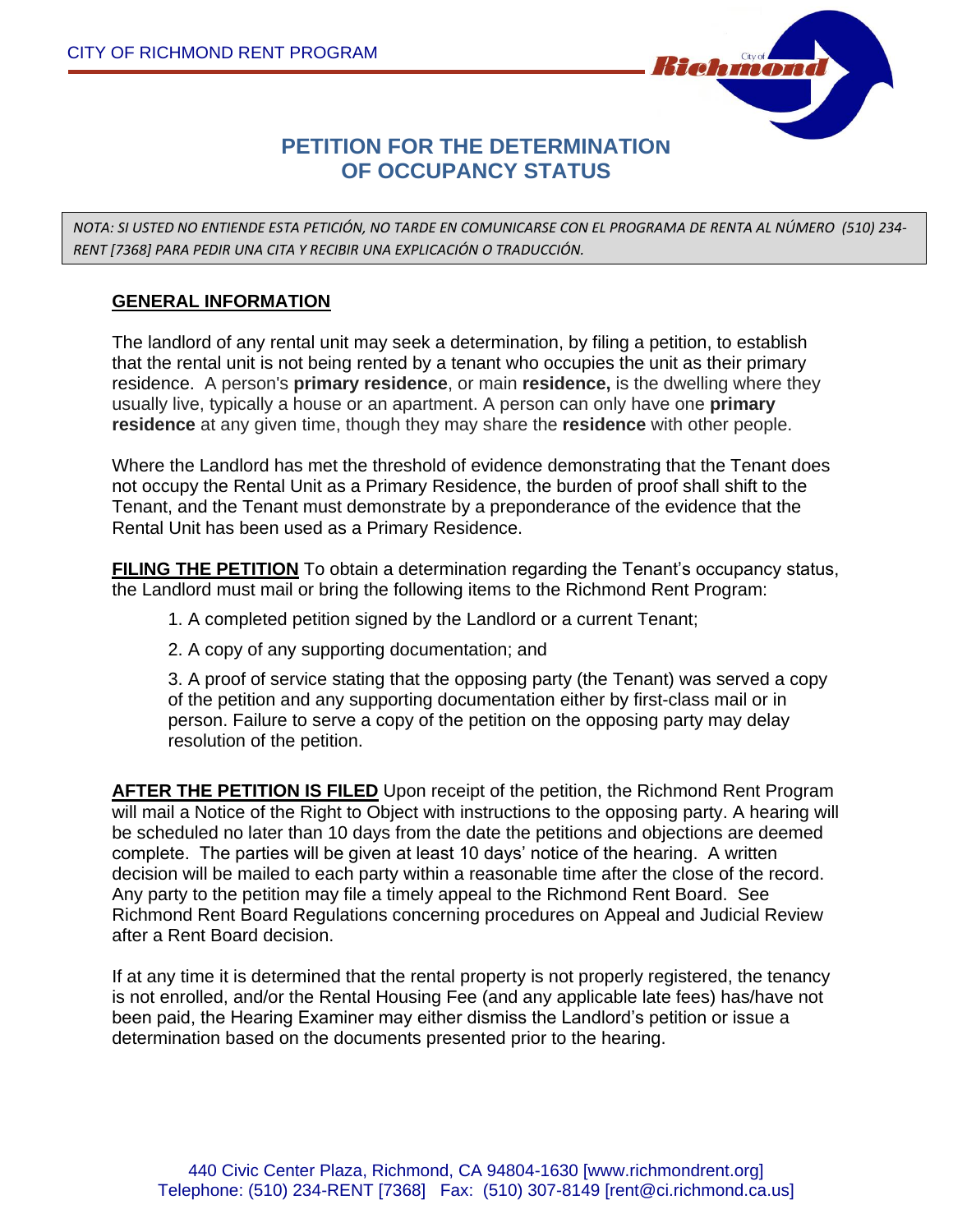# PETITION FOR THE DETERMINATION OF OCCUPANCY STATUS

*NOTA: SI USTED NO ENTIENDE ESTA PETICIÓN, NO TARDE EN COMUNICARSE CON EL PROGRAMA DE RENTA AL NÚMERO (510) 234-RENT [7368] PARA PEDIR UNA CITA Y RECIBIR UNA EXPLICACIÓN O TRADUCCIÓN.*

## GENERAL INFORMATION

The landlord of any rental unit may seek a determination, by filing a petition, to establish that the rental unit is not being rented by a tenant who occupies the unit as their primary residence. A person's **primary residence**, or main **residence,** is the dwelling where they usually live, typically a house or an apartment. A person can only have one **primary residence** at any given time, though they may share the **residence** with other people.

Where the Landlord has met the threshold of evidence demonstrating that the Tenant does not occupy the Rental Unit as a Primary Residence, the burden of proof shall shift to the Tenant, and the Tenant must demonstrate by a preponderance of the evidence that the Rental Unit has been used as a Primary Residence.

**FILING THE PETITION** To obtain a determination regarding the Tenant's occupancy status, the Landlord must mail or bring the following items to the Richmond Rent Program:

1. A completed petition signed by the Landlord or a current Tenant;
2. A copy of any supporting documentation; and
3. A proof of service stating that the opposing party (the Tenant) was served a copy of the petition and any supporting documentation either by first-class mail or in person. Failure to serve a copy of the petition on the opposing party may delay resolution of the petition.

**AFTER THE PETITION IS FILED** Upon receipt of the petition, the Richmond Rent Program will mail a Notice of the Right to Object with instructions to the opposing party. A hearing will be scheduled no later than 10 days from the date the petitions and objections are deemed complete. The parties will be given at least 10 days' notice of the hearing. A written decision will be mailed to each party within a reasonable time after the close of the record. Any party to the petition may file a timely appeal to the Richmond Rent Board. See Richmond Rent Board Regulations concerning procedures on Appeal and Judicial Review after a Rent Board decision.

If at any time it is determined that the rental property is not properly registered, the tenancy is not enrolled, and/or the Rental Housing Fee (and any applicable late fees) has/have not been paid, the Hearing Examiner may either dismiss the Landlord's petition or issue a determination based on the documents presented prior to the hearing.

440 Civic Center Plaza, Richmond, CA 94804-1630 [www.richmondrent.org]
Telephone: (510) 234-RENT [7368] Fax: (510) 307-8149 [rent@ci.richmond.ca.us]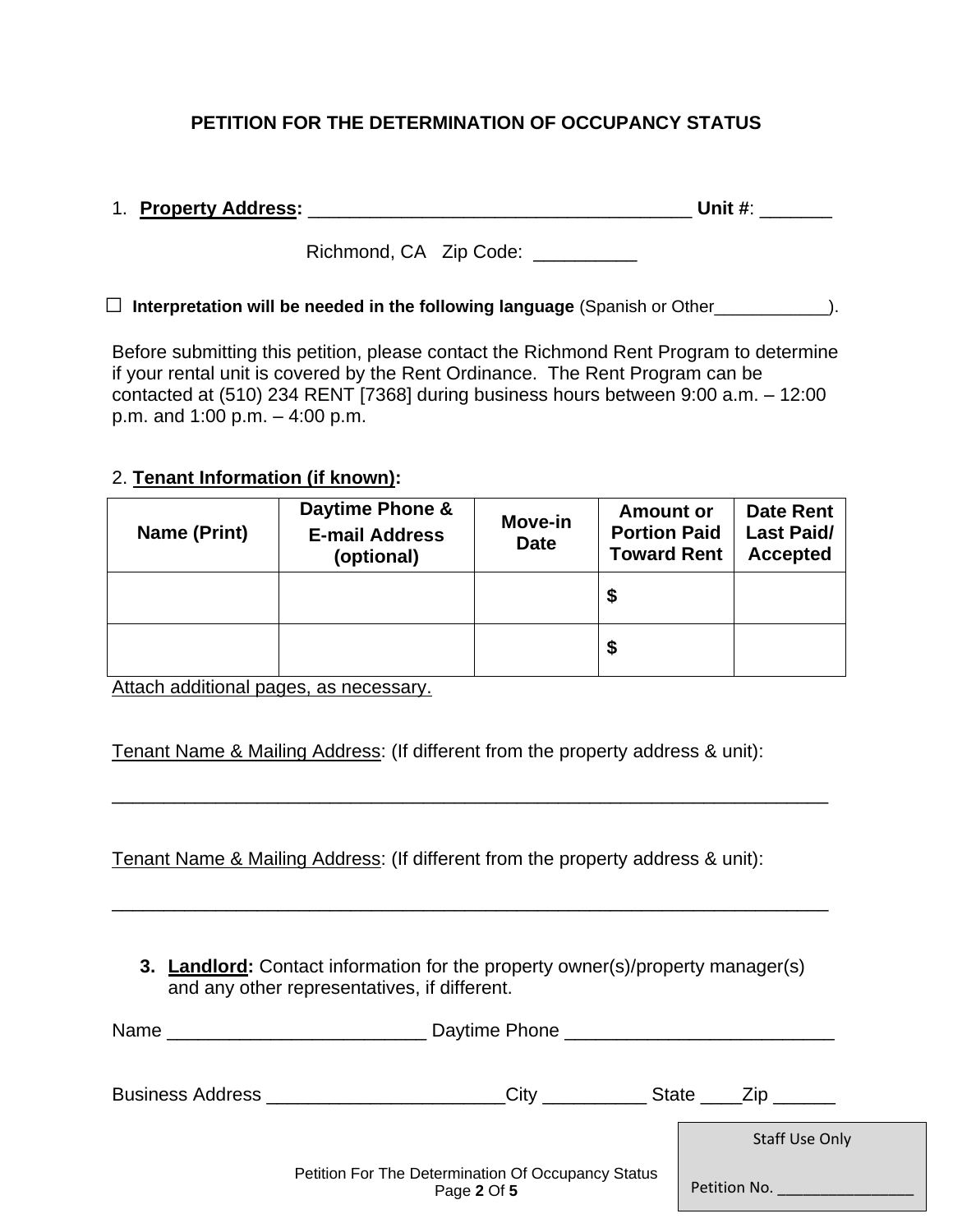## PETITION FOR THE DETERMINATION OF OCCUPANCY STATUS

1. **Property Address:** ____________________________________ **Unit #**: _______

   Richmond, CA Zip Code: __________

☐ **Interpretation will be needed in the following language** (Spanish or Other____________).

Before submitting this petition, please contact the Richmond Rent Program to determine if your rental unit is covered by the Rent Ordinance. The Rent Program can be contacted at (510) 234 RENT [7368] during business hours between 9:00 a.m. – 12:00 p.m. and 1:00 p.m. – 4:00 p.m.

2. **Tenant Information (if known):**

| Name (Print) | Daytime Phone & E-mail Address (optional) | Move-in Date | Amount or Portion Paid Toward Rent | Date Rent Last Paid/ Accepted |
|---|---|---|---|---|
| | | | $ | |
| | | | $ | |

Attach additional pages, as necessary.

Tenant Name & Mailing Address: (If different from the property address & unit):

______________________________________________________________________

Tenant Name & Mailing Address: (If different from the property address & unit):

______________________________________________________________________

3. **Landlord:** Contact information for the property owner(s)/property manager(s) and any other representatives, if different.

Name _________________________ Daytime Phone __________________________

Business Address _______________________City __________ State ____Zip ______

Staff Use Only

Petition No. ________________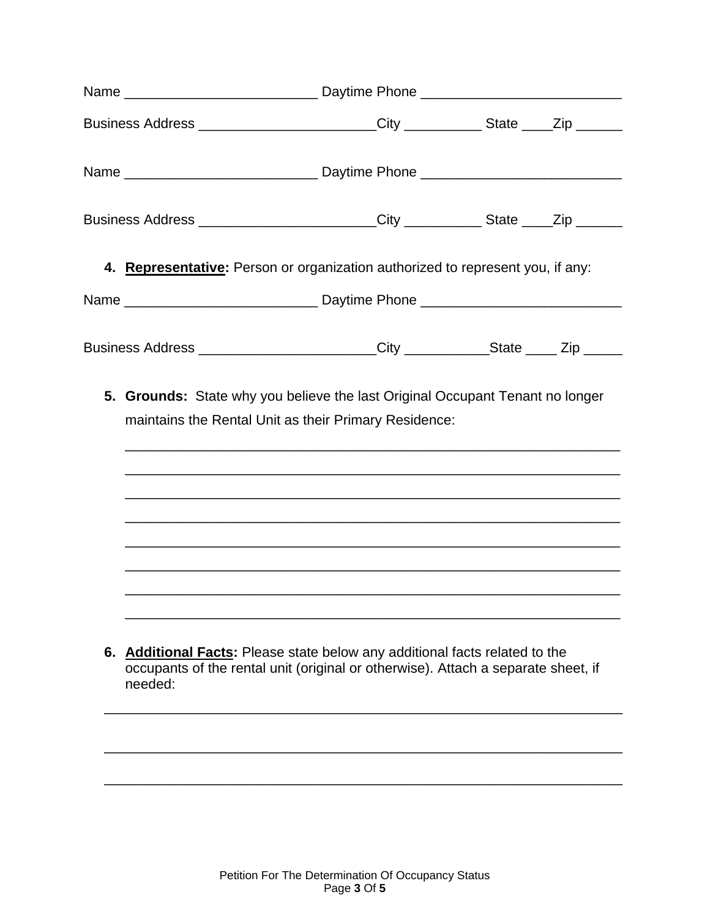Name _________________________ Daytime Phone __________________________

Business Address _______________________City __________ State ____Zip ______

Name _________________________ Daytime Phone __________________________

Business Address _______________________City __________ State ____Zip ______

4. **Representative:** Person or organization authorized to represent you, if any:

Name _________________________ Daytime Phone __________________________

Business Address _______________________City ___________State ____ Zip _____

5. **Grounds:** State why you believe the last Original Occupant Tenant no longer maintains the Rental Unit as their Primary Residence:

   _________________________________________________________________

   _________________________________________________________________

   _________________________________________________________________

   _________________________________________________________________

   _________________________________________________________________

   _________________________________________________________________

   _________________________________________________________________

   _________________________________________________________________

6. **Additional Facts:** Please state below any additional facts related to the occupants of the rental unit (original or otherwise). Attach a separate sheet, if needed:

_____________________________________________________________________

_____________________________________________________________________

_____________________________________________________________________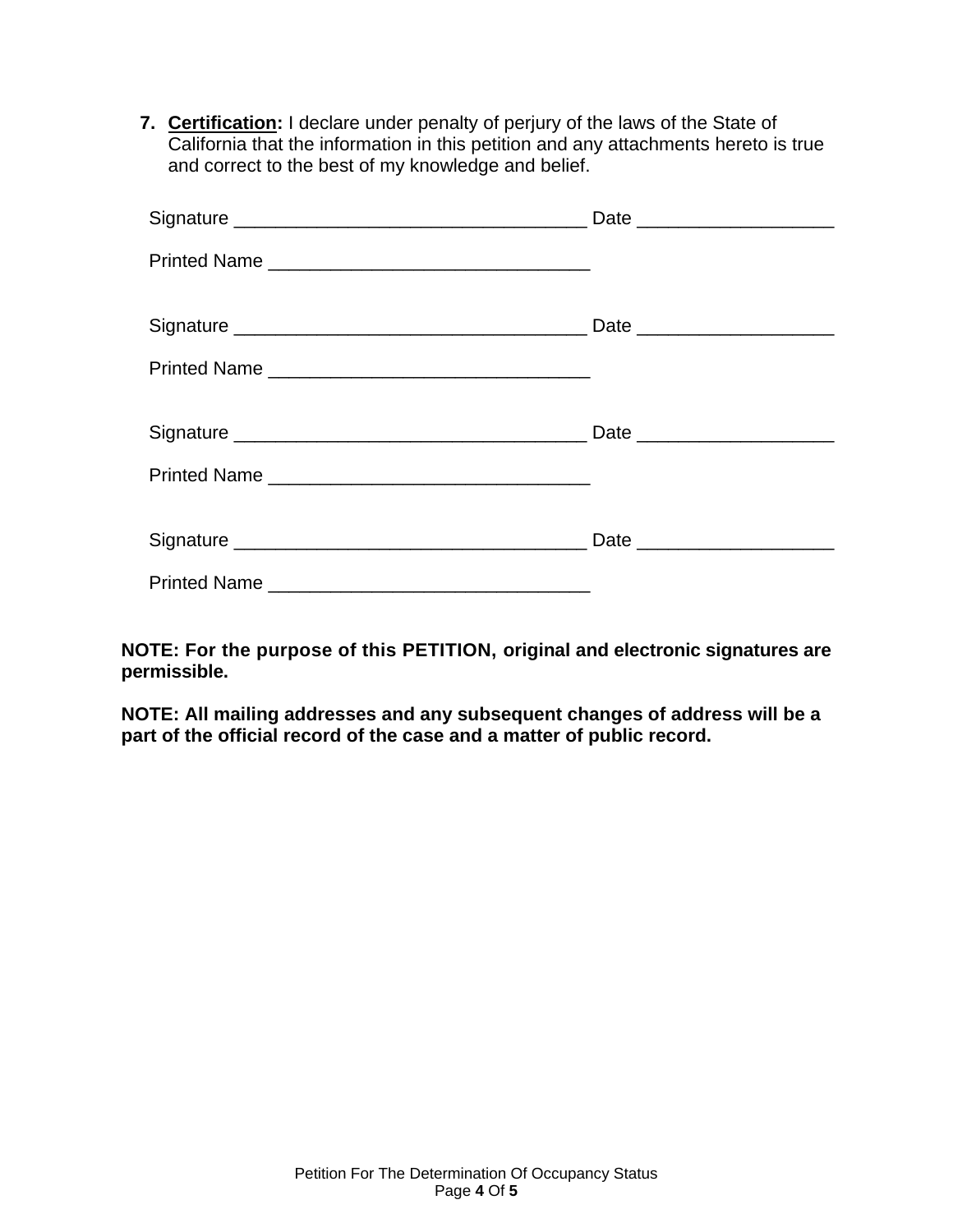7. **Certification:** I declare under penalty of perjury of the laws of the State of California that the information in this petition and any attachments hereto is true and correct to the best of my knowledge and belief.

Signature __________________________________ Date ___________________

Printed Name _______________________________

Signature __________________________________ Date ___________________

Printed Name _______________________________

Signature __________________________________ Date ___________________

Printed Name _______________________________

Signature __________________________________ Date ___________________

Printed Name _______________________________

**NOTE: For the purpose of this PETITION, original and electronic signatures are permissible.**

**NOTE: All mailing addresses and any subsequent changes of address will be a part of the official record of the case and a matter of public record.**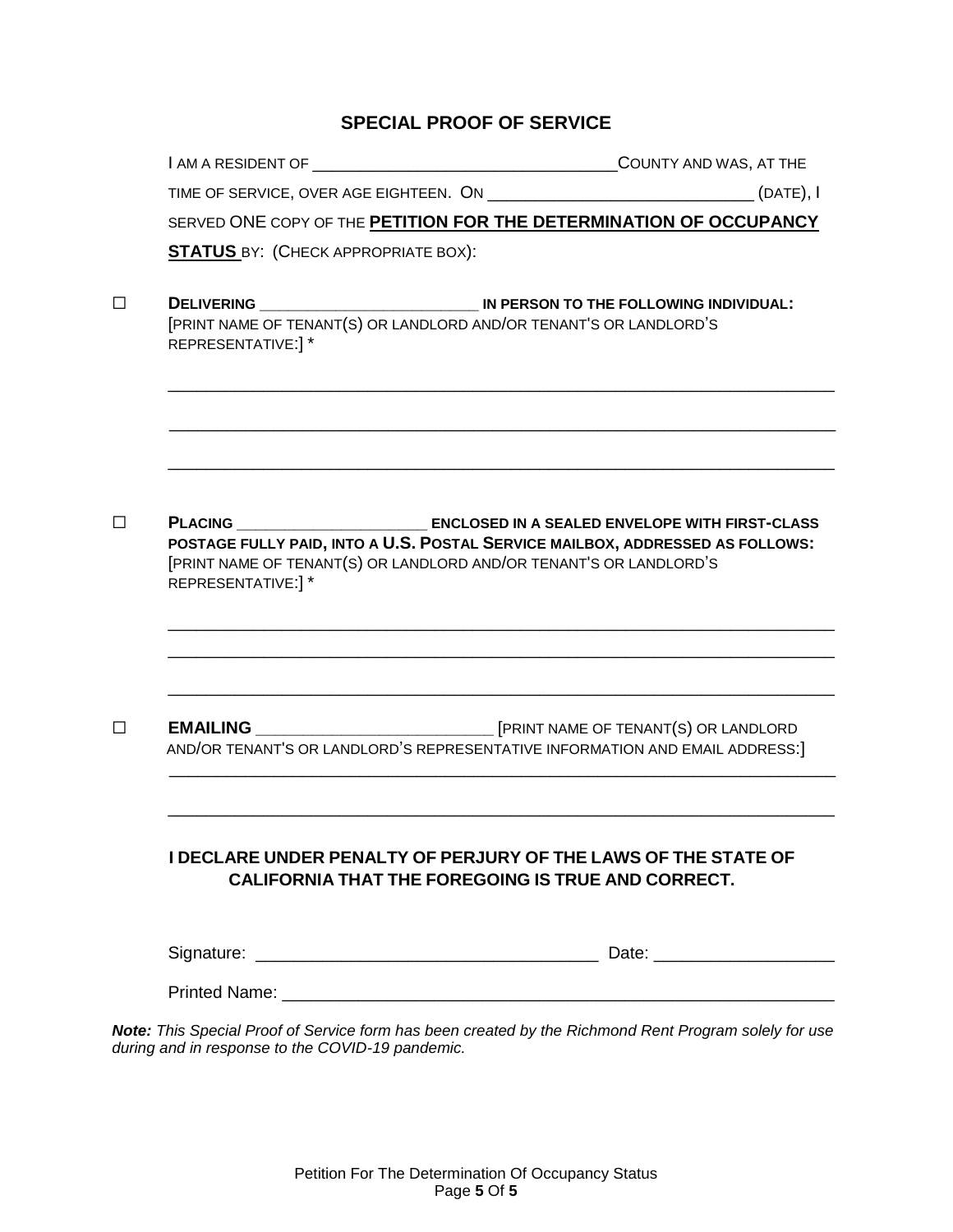## SPECIAL PROOF OF SERVICE

I AM A RESIDENT OF ________________________________COUNTY AND WAS, AT THE TIME OF SERVICE, OVER AGE EIGHTEEN. ON ____________________________ (DATE), I SERVED ONE COPY OF THE **PETITION FOR THE DETERMINATION OF OCCUPANCY STATUS** BY: (CHECK APPROPRIATE BOX):

☐ **DELIVERING _________________________ IN PERSON TO THE FOLLOWING INDIVIDUAL:** [PRINT NAME OF TENANT(S) OR LANDLORD AND/OR TENANT'S OR LANDLORD'S REPRESENTATIVE:] *

_____________________________________________________________________

_____________________________________________________________________

_____________________________________________________________________

☐ **PLACING _____________________ ENCLOSED IN A SEALED ENVELOPE WITH FIRST-CLASS POSTAGE FULLY PAID, INTO A U.S. POSTAL SERVICE MAILBOX, ADDRESSED AS FOLLOWS:** [PRINT NAME OF TENANT(S) OR LANDLORD AND/OR TENANT'S OR LANDLORD'S REPRESENTATIVE:] *

_____________________________________________________________________

_____________________________________________________________________

_____________________________________________________________________

☐ **EMAILING** __________________________ [PRINT NAME OF TENANT(S) OR LANDLORD AND/OR TENANT'S OR LANDLORD'S REPRESENTATIVE INFORMATION AND EMAIL ADDRESS:]

_____________________________________________________________________

_____________________________________________________________________

**I DECLARE UNDER PENALTY OF PERJURY OF THE LAWS OF THE STATE OF CALIFORNIA THAT THE FOREGOING IS TRUE AND CORRECT.**

Signature: ___________________________________ Date: __________________

Printed Name: ___________________________________________________________

***Note:*** *This Special Proof of Service form has been created by the Richmond Rent Program solely for use during and in response to the COVID-19 pandemic.*